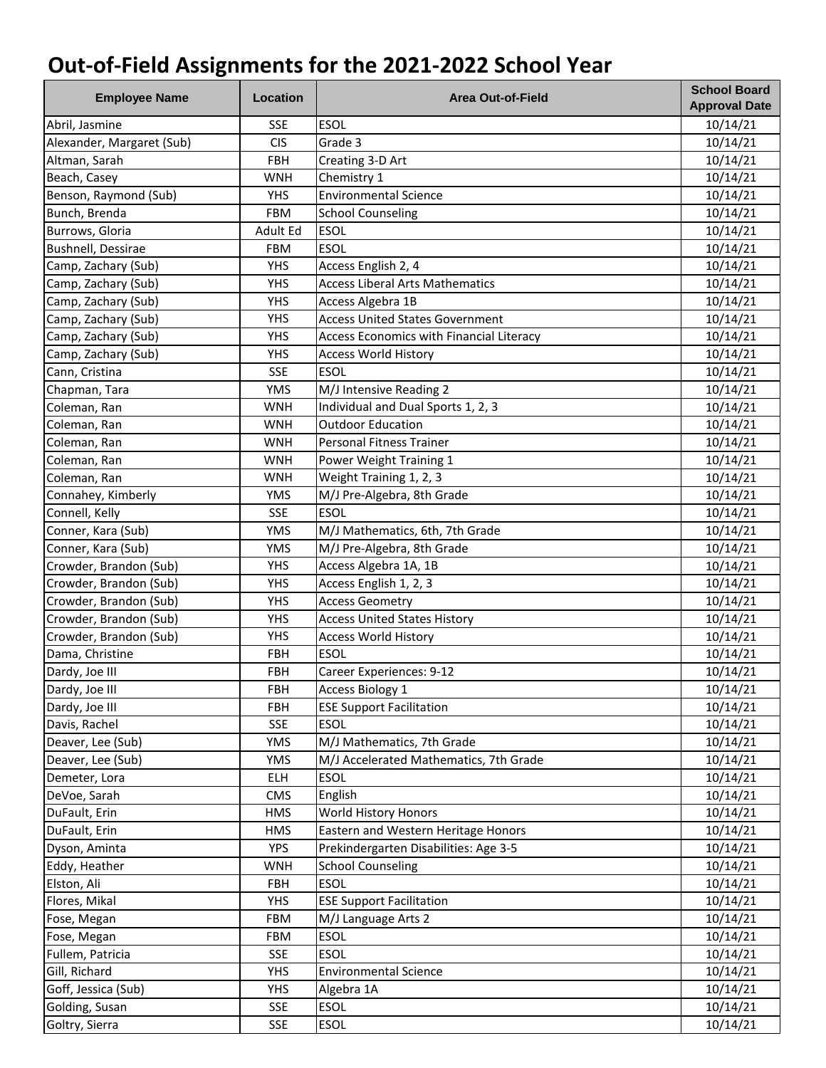# Out-of-Field Assignments for the 2021-2022 School Year

| Employee Name | Location | Area Out-of-Field | School Board Approval Date |
|---|---|---|---|
| Abril, Jasmine | SSE | ESOL | 10/14/21 |
| Alexander, Margaret (Sub) | CIS | Grade 3 | 10/14/21 |
| Altman, Sarah | FBH | Creating 3-D Art | 10/14/21 |
| Beach, Casey | WNH | Chemistry 1 | 10/14/21 |
| Benson, Raymond (Sub) | YHS | Environmental Science | 10/14/21 |
| Bunch, Brenda | FBM | School Counseling | 10/14/21 |
| Burrows, Gloria | Adult Ed | ESOL | 10/14/21 |
| Bushnell, Dessirae | FBM | ESOL | 10/14/21 |
| Camp, Zachary (Sub) | YHS | Access English 2, 4 | 10/14/21 |
| Camp, Zachary (Sub) | YHS | Access Liberal Arts Mathematics | 10/14/21 |
| Camp, Zachary (Sub) | YHS | Access Algebra 1B | 10/14/21 |
| Camp, Zachary (Sub) | YHS | Access United States Government | 10/14/21 |
| Camp, Zachary (Sub) | YHS | Access Economics with Financial Literacy | 10/14/21 |
| Camp, Zachary (Sub) | YHS | Access World History | 10/14/21 |
| Cann, Cristina | SSE | ESOL | 10/14/21 |
| Chapman, Tara | YMS | M/J Intensive Reading 2 | 10/14/21 |
| Coleman, Ran | WNH | Individual and Dual Sports 1, 2, 3 | 10/14/21 |
| Coleman, Ran | WNH | Outdoor Education | 10/14/21 |
| Coleman, Ran | WNH | Personal Fitness Trainer | 10/14/21 |
| Coleman, Ran | WNH | Power Weight Training 1 | 10/14/21 |
| Coleman, Ran | WNH | Weight Training 1, 2, 3 | 10/14/21 |
| Connahey, Kimberly | YMS | M/J Pre-Algebra, 8th Grade | 10/14/21 |
| Connell, Kelly | SSE | ESOL | 10/14/21 |
| Conner, Kara (Sub) | YMS | M/J Mathematics, 6th, 7th Grade | 10/14/21 |
| Conner, Kara (Sub) | YMS | M/J Pre-Algebra, 8th Grade | 10/14/21 |
| Crowder, Brandon (Sub) | YHS | Access Algebra 1A, 1B | 10/14/21 |
| Crowder, Brandon (Sub) | YHS | Access English 1, 2, 3 | 10/14/21 |
| Crowder, Brandon (Sub) | YHS | Access Geometry | 10/14/21 |
| Crowder, Brandon (Sub) | YHS | Access United States History | 10/14/21 |
| Crowder, Brandon (Sub) | YHS | Access World History | 10/14/21 |
| Dama, Christine | FBH | ESOL | 10/14/21 |
| Dardy, Joe III | FBH | Career Experiences: 9-12 | 10/14/21 |
| Dardy, Joe III | FBH | Access Biology 1 | 10/14/21 |
| Dardy, Joe III | FBH | ESE Support Facilitation | 10/14/21 |
| Davis, Rachel | SSE | ESOL | 10/14/21 |
| Deaver, Lee (Sub) | YMS | M/J Mathematics, 7th Grade | 10/14/21 |
| Deaver, Lee (Sub) | YMS | M/J Accelerated Mathematics, 7th Grade | 10/14/21 |
| Demeter, Lora | ELH | ESOL | 10/14/21 |
| DeVoe, Sarah | CMS | English | 10/14/21 |
| DuFault, Erin | HMS | World History Honors | 10/14/21 |
| DuFault, Erin | HMS | Eastern and Western Heritage Honors | 10/14/21 |
| Dyson, Aminta | YPS | Prekindergarten Disabilities: Age 3-5 | 10/14/21 |
| Eddy, Heather | WNH | School Counseling | 10/14/21 |
| Elston, Ali | FBH | ESOL | 10/14/21 |
| Flores, Mikal | YHS | ESE Support Facilitation | 10/14/21 |
| Fose, Megan | FBM | M/J Language Arts 2 | 10/14/21 |
| Fose, Megan | FBM | ESOL | 10/14/21 |
| Fullem, Patricia | SSE | ESOL | 10/14/21 |
| Gill, Richard | YHS | Environmental Science | 10/14/21 |
| Goff, Jessica (Sub) | YHS | Algebra 1A | 10/14/21 |
| Golding, Susan | SSE | ESOL | 10/14/21 |
| Goltry, Sierra | SSE | ESOL | 10/14/21 |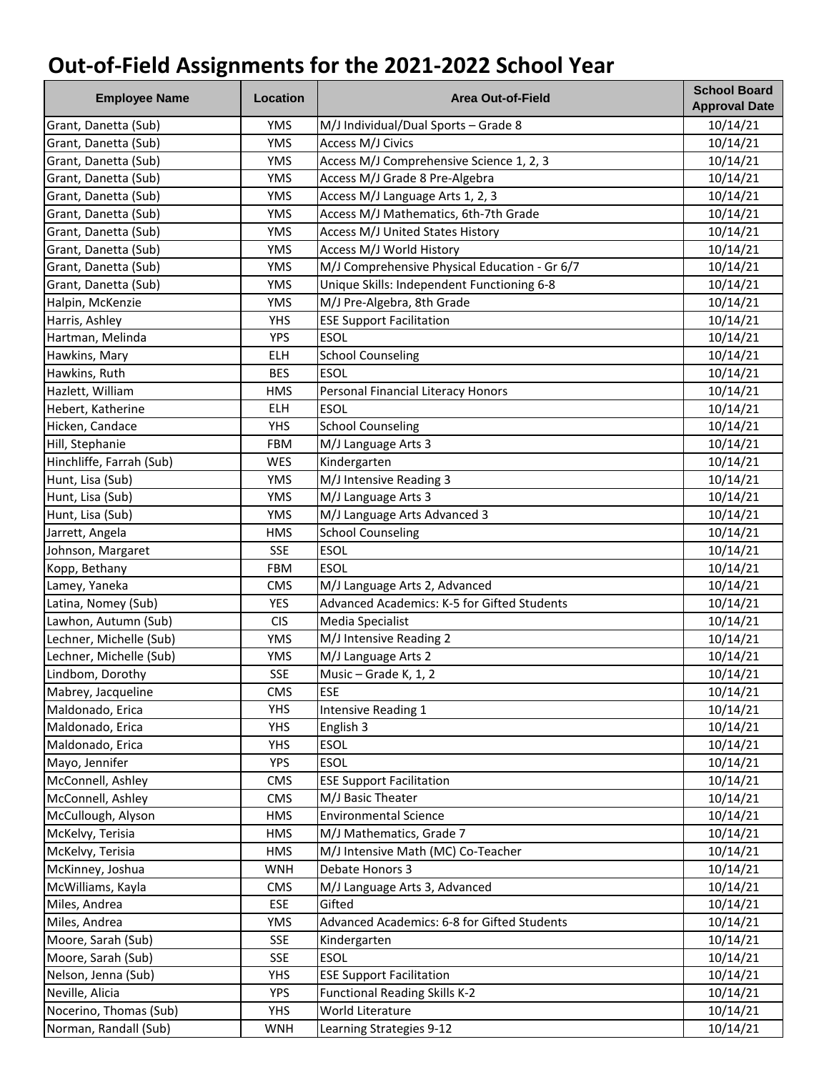# Out-of-Field Assignments for the 2021-2022 School Year

| Employee Name | Location | Area Out-of-Field | School Board Approval Date |
|---|---|---|---|
| Grant, Danetta (Sub) | YMS | M/J Individual/Dual Sports – Grade 8 | 10/14/21 |
| Grant, Danetta (Sub) | YMS | Access M/J Civics | 10/14/21 |
| Grant, Danetta (Sub) | YMS | Access M/J Comprehensive Science 1, 2, 3 | 10/14/21 |
| Grant, Danetta (Sub) | YMS | Access M/J Grade 8 Pre-Algebra | 10/14/21 |
| Grant, Danetta (Sub) | YMS | Access M/J Language Arts 1, 2, 3 | 10/14/21 |
| Grant, Danetta (Sub) | YMS | Access M/J Mathematics, 6th-7th Grade | 10/14/21 |
| Grant, Danetta (Sub) | YMS | Access M/J United States History | 10/14/21 |
| Grant, Danetta (Sub) | YMS | Access M/J World History | 10/14/21 |
| Grant, Danetta (Sub) | YMS | M/J Comprehensive Physical Education - Gr 6/7 | 10/14/21 |
| Grant, Danetta (Sub) | YMS | Unique Skills: Independent Functioning 6-8 | 10/14/21 |
| Halpin, McKenzie | YMS | M/J Pre-Algebra, 8th Grade | 10/14/21 |
| Harris, Ashley | YHS | ESE Support Facilitation | 10/14/21 |
| Hartman, Melinda | YPS | ESOL | 10/14/21 |
| Hawkins, Mary | ELH | School Counseling | 10/14/21 |
| Hawkins, Ruth | BES | ESOL | 10/14/21 |
| Hazlett, William | HMS | Personal Financial Literacy Honors | 10/14/21 |
| Hebert, Katherine | ELH | ESOL | 10/14/21 |
| Hicken, Candace | YHS | School Counseling | 10/14/21 |
| Hill, Stephanie | FBM | M/J Language Arts 3 | 10/14/21 |
| Hinchliffe, Farrah (Sub) | WES | Kindergarten | 10/14/21 |
| Hunt, Lisa (Sub) | YMS | M/J Intensive Reading 3 | 10/14/21 |
| Hunt, Lisa (Sub) | YMS | M/J Language Arts 3 | 10/14/21 |
| Hunt, Lisa (Sub) | YMS | M/J Language Arts Advanced 3 | 10/14/21 |
| Jarrett, Angela | HMS | School Counseling | 10/14/21 |
| Johnson, Margaret | SSE | ESOL | 10/14/21 |
| Kopp, Bethany | FBM | ESOL | 10/14/21 |
| Lamey, Yaneka | CMS | M/J Language Arts 2, Advanced | 10/14/21 |
| Latina, Nomey (Sub) | YES | Advanced Academics: K-5 for Gifted Students | 10/14/21 |
| Lawhon, Autumn (Sub) | CIS | Media Specialist | 10/14/21 |
| Lechner, Michelle (Sub) | YMS | M/J Intensive Reading 2 | 10/14/21 |
| Lechner, Michelle (Sub) | YMS | M/J Language Arts 2 | 10/14/21 |
| Lindbom, Dorothy | SSE | Music – Grade K, 1, 2 | 10/14/21 |
| Mabrey, Jacqueline | CMS | ESE | 10/14/21 |
| Maldonado, Erica | YHS | Intensive Reading 1 | 10/14/21 |
| Maldonado, Erica | YHS | English 3 | 10/14/21 |
| Maldonado, Erica | YHS | ESOL | 10/14/21 |
| Mayo, Jennifer | YPS | ESOL | 10/14/21 |
| McConnell, Ashley | CMS | ESE Support Facilitation | 10/14/21 |
| McConnell, Ashley | CMS | M/J Basic Theater | 10/14/21 |
| McCullough, Alyson | HMS | Environmental Science | 10/14/21 |
| McKelvy, Terisia | HMS | M/J Mathematics, Grade 7 | 10/14/21 |
| McKelvy, Terisia | HMS | M/J Intensive Math (MC) Co-Teacher | 10/14/21 |
| McKinney, Joshua | WNH | Debate Honors 3 | 10/14/21 |
| McWilliams, Kayla | CMS | M/J Language Arts 3, Advanced | 10/14/21 |
| Miles, Andrea | ESE | Gifted | 10/14/21 |
| Miles, Andrea | YMS | Advanced Academics: 6-8 for Gifted Students | 10/14/21 |
| Moore, Sarah (Sub) | SSE | Kindergarten | 10/14/21 |
| Moore, Sarah (Sub) | SSE | ESOL | 10/14/21 |
| Nelson, Jenna (Sub) | YHS | ESE Support Facilitation | 10/14/21 |
| Neville, Alicia | YPS | Functional Reading Skills K-2 | 10/14/21 |
| Nocerino, Thomas (Sub) | YHS | World Literature | 10/14/21 |
| Norman, Randall (Sub) | WNH | Learning Strategies 9-12 | 10/14/21 |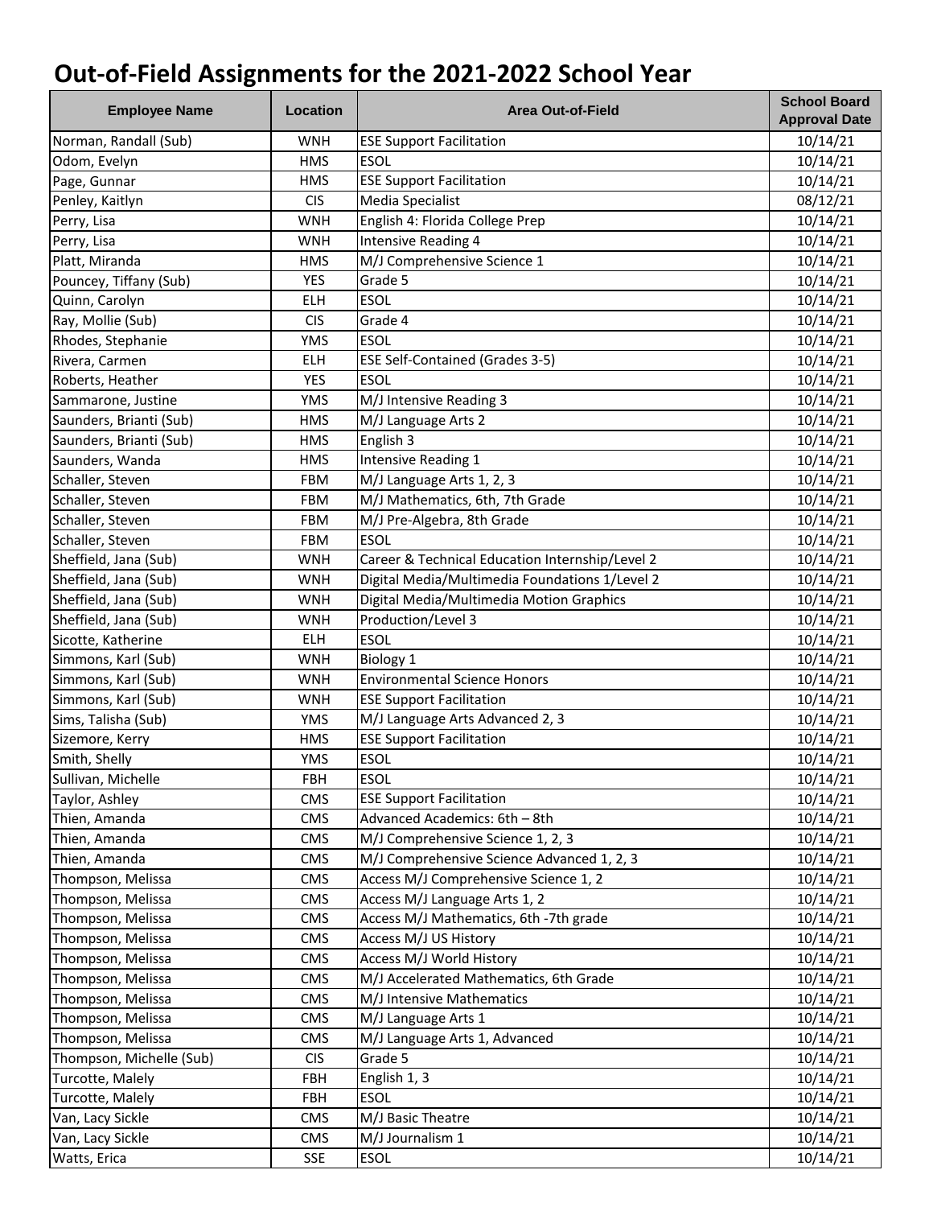# Out-of-Field Assignments for the 2021-2022 School Year

| Employee Name | Location | Area Out-of-Field | School Board Approval Date |
|---|---|---|---|
| Norman, Randall (Sub) | WNH | ESE Support Facilitation | 10/14/21 |
| Odom, Evelyn | HMS | ESOL | 10/14/21 |
| Page, Gunnar | HMS | ESE Support Facilitation | 10/14/21 |
| Penley, Kaitlyn | CIS | Media Specialist | 08/12/21 |
| Perry, Lisa | WNH | English 4: Florida College Prep | 10/14/21 |
| Perry, Lisa | WNH | Intensive Reading 4 | 10/14/21 |
| Platt, Miranda | HMS | M/J Comprehensive Science 1 | 10/14/21 |
| Pouncey, Tiffany (Sub) | YES | Grade 5 | 10/14/21 |
| Quinn, Carolyn | ELH | ESOL | 10/14/21 |
| Ray, Mollie (Sub) | CIS | Grade 4 | 10/14/21 |
| Rhodes, Stephanie | YMS | ESOL | 10/14/21 |
| Rivera, Carmen | ELH | ESE Self-Contained (Grades 3-5) | 10/14/21 |
| Roberts, Heather | YES | ESOL | 10/14/21 |
| Sammarone, Justine | YMS | M/J Intensive Reading 3 | 10/14/21 |
| Saunders, Brianti (Sub) | HMS | M/J Language Arts 2 | 10/14/21 |
| Saunders, Brianti (Sub) | HMS | English 3 | 10/14/21 |
| Saunders, Wanda | HMS | Intensive Reading 1 | 10/14/21 |
| Schaller, Steven | FBM | M/J Language Arts 1, 2, 3 | 10/14/21 |
| Schaller, Steven | FBM | M/J Mathematics, 6th, 7th Grade | 10/14/21 |
| Schaller, Steven | FBM | M/J Pre-Algebra, 8th Grade | 10/14/21 |
| Schaller, Steven | FBM | ESOL | 10/14/21 |
| Sheffield, Jana (Sub) | WNH | Career & Technical Education Internship/Level 2 | 10/14/21 |
| Sheffield, Jana (Sub) | WNH | Digital Media/Multimedia Foundations 1/Level 2 | 10/14/21 |
| Sheffield, Jana (Sub) | WNH | Digital Media/Multimedia Motion Graphics | 10/14/21 |
| Sheffield, Jana (Sub) | WNH | Production/Level 3 | 10/14/21 |
| Sicotte, Katherine | ELH | ESOL | 10/14/21 |
| Simmons, Karl (Sub) | WNH | Biology 1 | 10/14/21 |
| Simmons, Karl (Sub) | WNH | Environmental Science Honors | 10/14/21 |
| Simmons, Karl (Sub) | WNH | ESE Support Facilitation | 10/14/21 |
| Sims, Talisha (Sub) | YMS | M/J Language Arts Advanced 2, 3 | 10/14/21 |
| Sizemore, Kerry | HMS | ESE Support Facilitation | 10/14/21 |
| Smith, Shelly | YMS | ESOL | 10/14/21 |
| Sullivan, Michelle | FBH | ESOL | 10/14/21 |
| Taylor, Ashley | CMS | ESE Support Facilitation | 10/14/21 |
| Thien, Amanda | CMS | Advanced Academics: 6th – 8th | 10/14/21 |
| Thien, Amanda | CMS | M/J Comprehensive Science 1, 2, 3 | 10/14/21 |
| Thien, Amanda | CMS | M/J Comprehensive Science Advanced 1, 2, 3 | 10/14/21 |
| Thompson, Melissa | CMS | Access M/J Comprehensive Science 1, 2 | 10/14/21 |
| Thompson, Melissa | CMS | Access M/J Language Arts 1, 2 | 10/14/21 |
| Thompson, Melissa | CMS | Access M/J Mathematics, 6th -7th grade | 10/14/21 |
| Thompson, Melissa | CMS | Access M/J US History | 10/14/21 |
| Thompson, Melissa | CMS | Access M/J World History | 10/14/21 |
| Thompson, Melissa | CMS | M/J Accelerated Mathematics, 6th Grade | 10/14/21 |
| Thompson, Melissa | CMS | M/J Intensive Mathematics | 10/14/21 |
| Thompson, Melissa | CMS | M/J Language Arts 1 | 10/14/21 |
| Thompson, Melissa | CMS | M/J Language Arts 1, Advanced | 10/14/21 |
| Thompson, Michelle (Sub) | CIS | Grade 5 | 10/14/21 |
| Turcotte, Malely | FBH | English 1, 3 | 10/14/21 |
| Turcotte, Malely | FBH | ESOL | 10/14/21 |
| Van, Lacy Sickle | CMS | M/J Basic Theatre | 10/14/21 |
| Van, Lacy Sickle | CMS | M/J Journalism 1 | 10/14/21 |
| Watts, Erica | SSE | ESOL | 10/14/21 |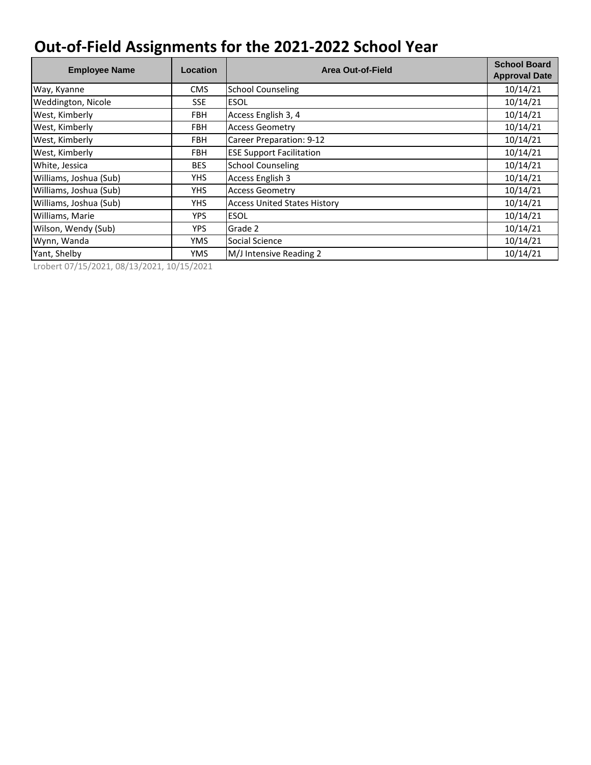# Out-of-Field Assignments for the 2021-2022 School Year

| Employee Name | Location | Area Out-of-Field | School Board Approval Date |
|---|---|---|---|
| Way, Kyanne | CMS | School Counseling | 10/14/21 |
| Weddington, Nicole | SSE | ESOL | 10/14/21 |
| West, Kimberly | FBH | Access English 3, 4 | 10/14/21 |
| West, Kimberly | FBH | Access Geometry | 10/14/21 |
| West, Kimberly | FBH | Career Preparation: 9-12 | 10/14/21 |
| West, Kimberly | FBH | ESE Support Facilitation | 10/14/21 |
| White, Jessica | BES | School Counseling | 10/14/21 |
| Williams, Joshua (Sub) | YHS | Access English 3 | 10/14/21 |
| Williams, Joshua (Sub) | YHS | Access Geometry | 10/14/21 |
| Williams, Joshua (Sub) | YHS | Access United States History | 10/14/21 |
| Williams, Marie | YPS | ESOL | 10/14/21 |
| Wilson, Wendy (Sub) | YPS | Grade 2 | 10/14/21 |
| Wynn, Wanda | YMS | Social Science | 10/14/21 |
| Yant, Shelby | YMS | M/J Intensive Reading 2 | 10/14/21 |

Lrobert 07/15/2021, 08/13/2021, 10/15/2021